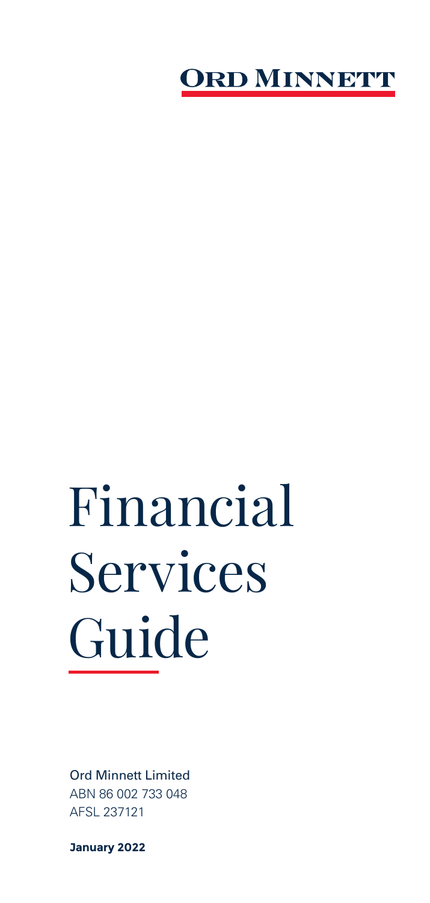**ORD MINNETT**

# Financial Services Guide

Ord Minnett Limited
ABN 86 002 733 048
AFSL 237121

**January 2022**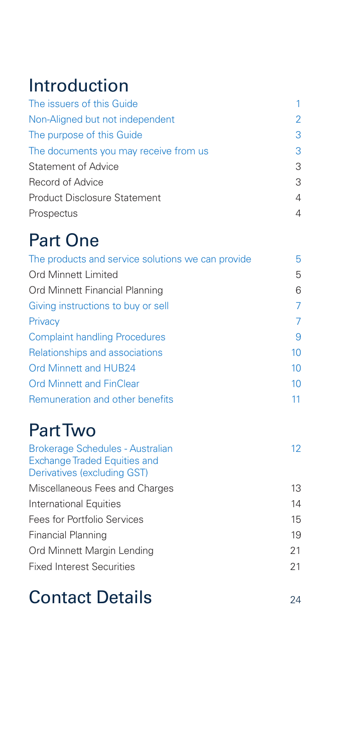# Introduction

| | |
|---|---|
| The issuers of this Guide | 1 |
| Non-Aligned but not independent | 2 |
| The purpose of this Guide | 3 |
| The documents you may receive from us | 3 |
| Statement of Advice | 3 |
| Record of Advice | 3 |
| Product Disclosure Statement | 4 |
| Prospectus | 4 |

# Part One

| | |
|---|---|
| The products and service solutions we can provide | 5 |
| Ord Minnett Limited | 5 |
| Ord Minnett Financial Planning | 6 |
| Giving instructions to buy or sell | 7 |
| Privacy | 7 |
| Complaint handling Procedures | 9 |
| Relationships and associations | 10 |
| Ord Minnett and HUB24 | 10 |
| Ord Minnett and FinClear | 10 |
| Remuneration and other benefits | 11 |

# Part Two

| | |
|---|---|
| Brokerage Schedules - Australian Exchange Traded Equities and Derivatives (excluding GST) | 12 |
| Miscellaneous Fees and Charges | 13 |
| International Equities | 14 |
| Fees for Portfolio Services | 15 |
| Financial Planning | 19 |
| Ord Minnett Margin Lending | 21 |
| Fixed Interest Securities | 21 |

# Contact Details

| | |
|---|---|
| Contact Details | 24 |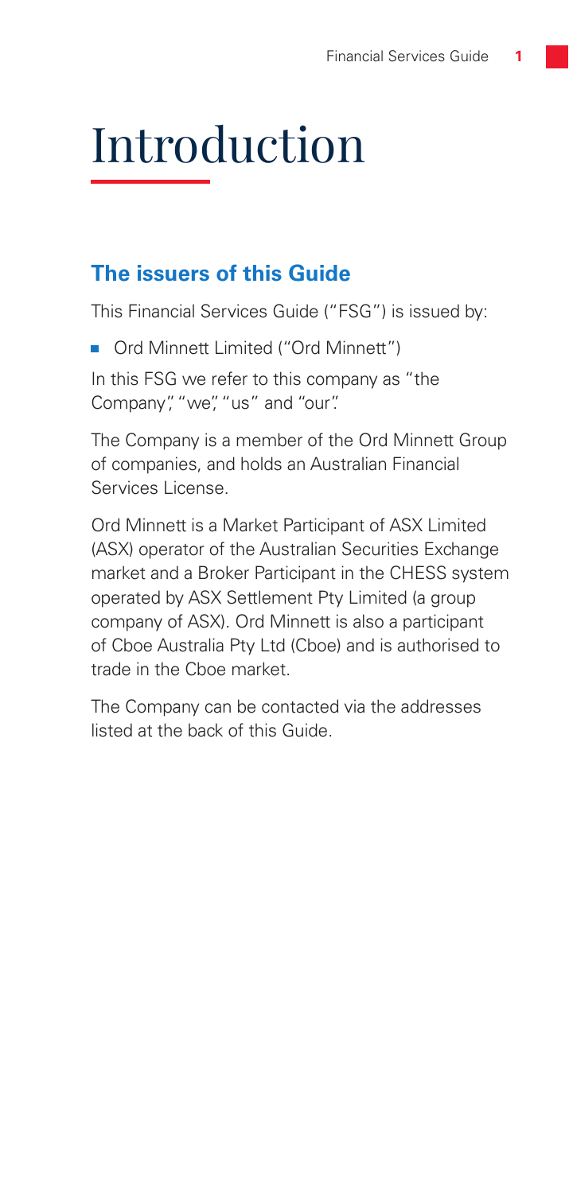# Introduction

## The issuers of this Guide

This Financial Services Guide ("FSG") is issued by:

- Ord Minnett Limited ("Ord Minnett")

In this FSG we refer to this company as "the Company", "we", "us" and "our".

The Company is a member of the Ord Minnett Group of companies, and holds an Australian Financial Services License.

Ord Minnett is a Market Participant of ASX Limited (ASX) operator of the Australian Securities Exchange market and a Broker Participant in the CHESS system operated by ASX Settlement Pty Limited (a group company of ASX). Ord Minnett is also a participant of Cboe Australia Pty Ltd (Cboe) and is authorised to trade in the Cboe market.

The Company can be contacted via the addresses listed at the back of this Guide.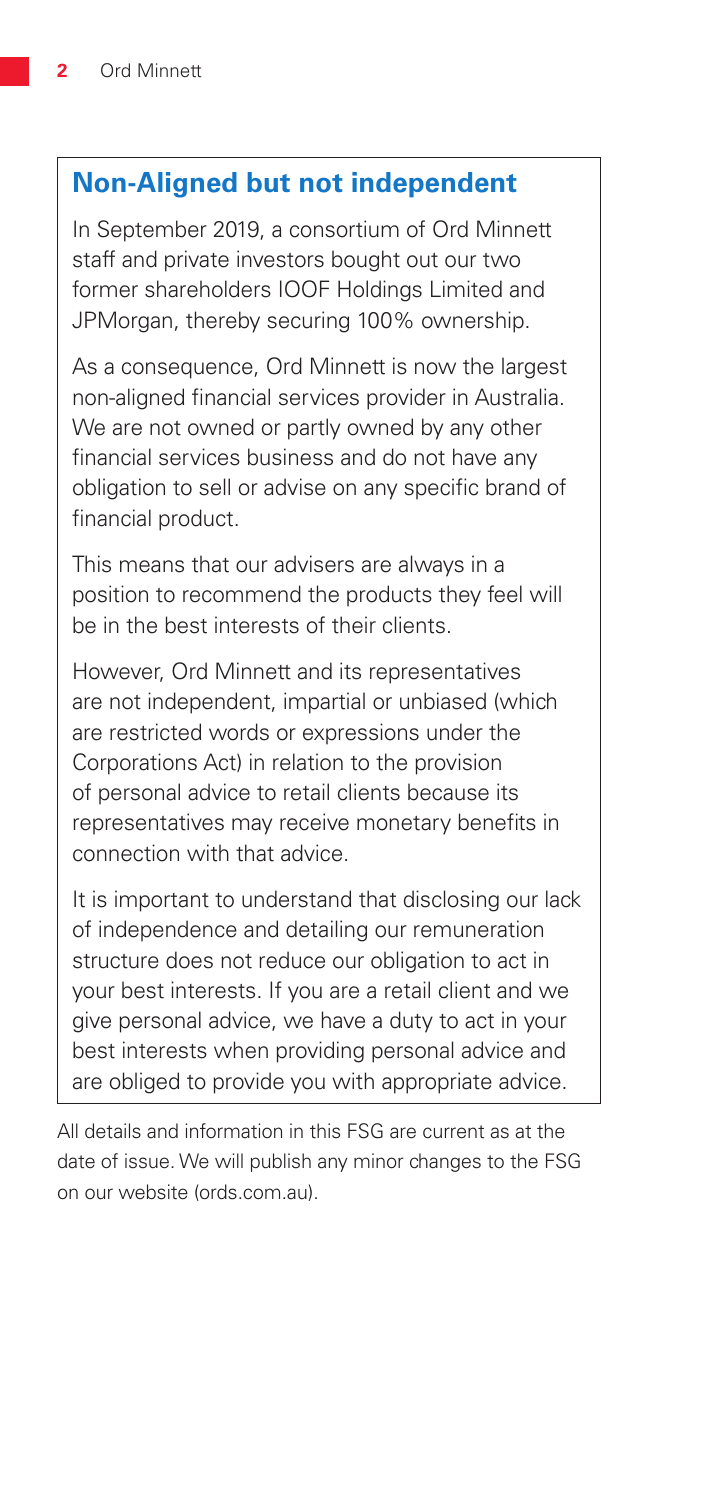## Non-Aligned but not independent

In September 2019, a consortium of Ord Minnett staff and private investors bought out our two former shareholders IOOF Holdings Limited and JPMorgan, thereby securing 100% ownership.

As a consequence, Ord Minnett is now the largest non-aligned financial services provider in Australia. We are not owned or partly owned by any other financial services business and do not have any obligation to sell or advise on any specific brand of financial product.

This means that our advisers are always in a position to recommend the products they feel will be in the best interests of their clients.

However, Ord Minnett and its representatives are not independent, impartial or unbiased (which are restricted words or expressions under the Corporations Act) in relation to the provision of personal advice to retail clients because its representatives may receive monetary benefits in connection with that advice.

It is important to understand that disclosing our lack of independence and detailing our remuneration structure does not reduce our obligation to act in your best interests. If you are a retail client and we give personal advice, we have a duty to act in your best interests when providing personal advice and are obliged to provide you with appropriate advice.

All details and information in this FSG are current as at the date of issue. We will publish any minor changes to the FSG on our website (ords.com.au).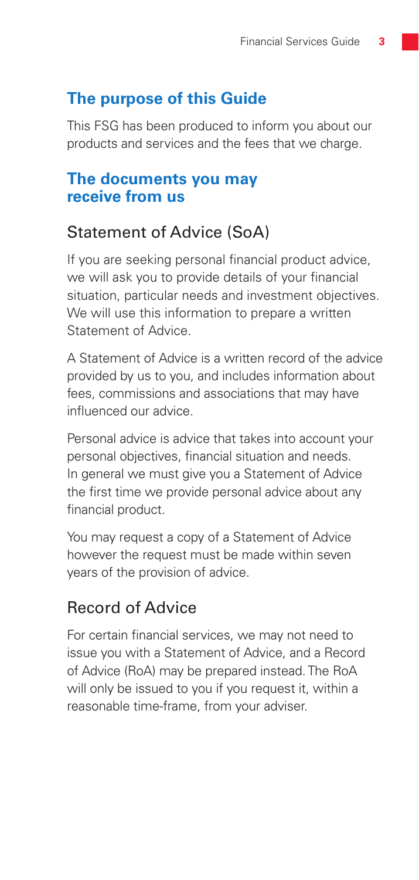## The purpose of this Guide

This FSG has been produced to inform you about our products and services and the fees that we charge.

## The documents you may receive from us

### Statement of Advice (SoA)

If you are seeking personal financial product advice, we will ask you to provide details of your financial situation, particular needs and investment objectives. We will use this information to prepare a written Statement of Advice.

A Statement of Advice is a written record of the advice provided by us to you, and includes information about fees, commissions and associations that may have influenced our advice.

Personal advice is advice that takes into account your personal objectives, financial situation and needs. In general we must give you a Statement of Advice the first time we provide personal advice about any financial product.

You may request a copy of a Statement of Advice however the request must be made within seven years of the provision of advice.

### Record of Advice

For certain financial services, we may not need to issue you with a Statement of Advice, and a Record of Advice (RoA) may be prepared instead. The RoA will only be issued to you if you request it, within a reasonable time-frame, from your adviser.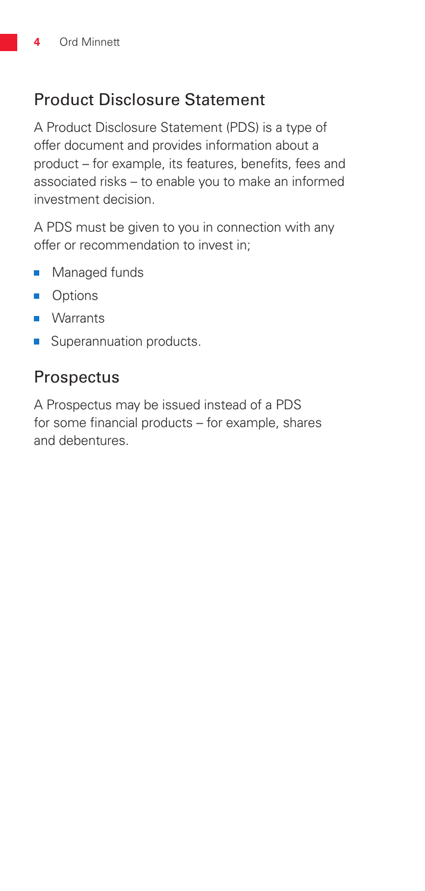## Product Disclosure Statement

A Product Disclosure Statement (PDS) is a type of offer document and provides information about a product – for example, its features, benefits, fees and associated risks – to enable you to make an informed investment decision.

A PDS must be given to you in connection with any offer or recommendation to invest in;

- Managed funds
- Options
- Warrants
- Superannuation products.

## Prospectus

A Prospectus may be issued instead of a PDS for some financial products – for example, shares and debentures.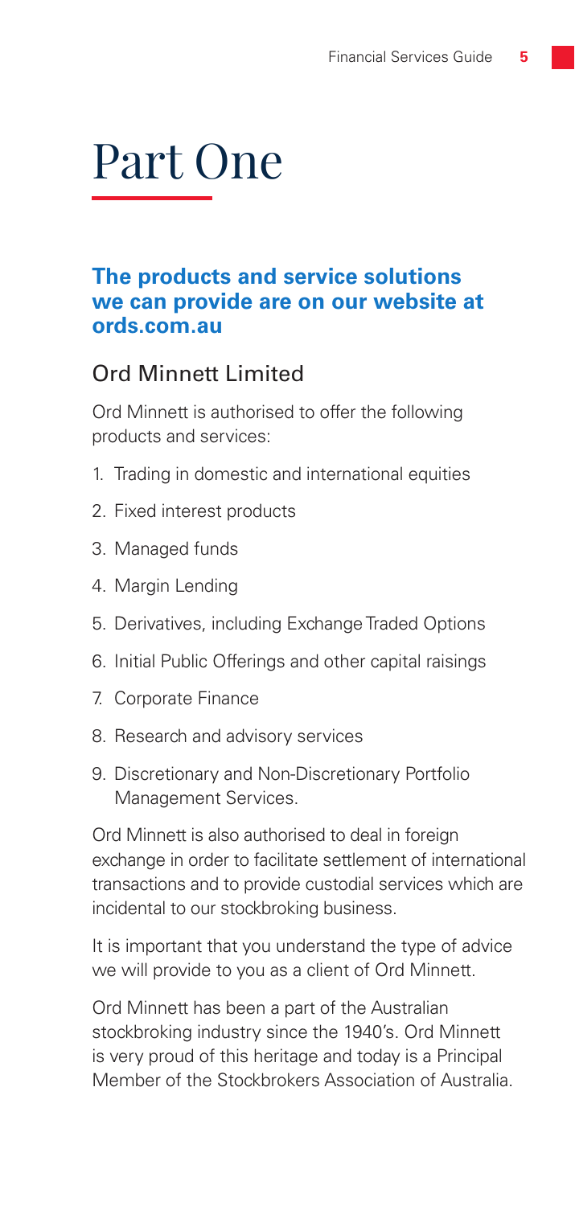# Part One

### **The products and service solutions we can provide are on our website at ords.com.au**

## Ord Minnett Limited

Ord Minnett is authorised to offer the following products and services:

1. Trading in domestic and international equities
2. Fixed interest products
3. Managed funds
4. Margin Lending
5. Derivatives, including Exchange Traded Options
6. Initial Public Offerings and other capital raisings
7. Corporate Finance
8. Research and advisory services
9. Discretionary and Non-Discretionary Portfolio Management Services.

Ord Minnett is also authorised to deal in foreign exchange in order to facilitate settlement of international transactions and to provide custodial services which are incidental to our stockbroking business.

It is important that you understand the type of advice we will provide to you as a client of Ord Minnett.

Ord Minnett has been a part of the Australian stockbroking industry since the 1940's. Ord Minnett is very proud of this heritage and today is a Principal Member of the Stockbrokers Association of Australia.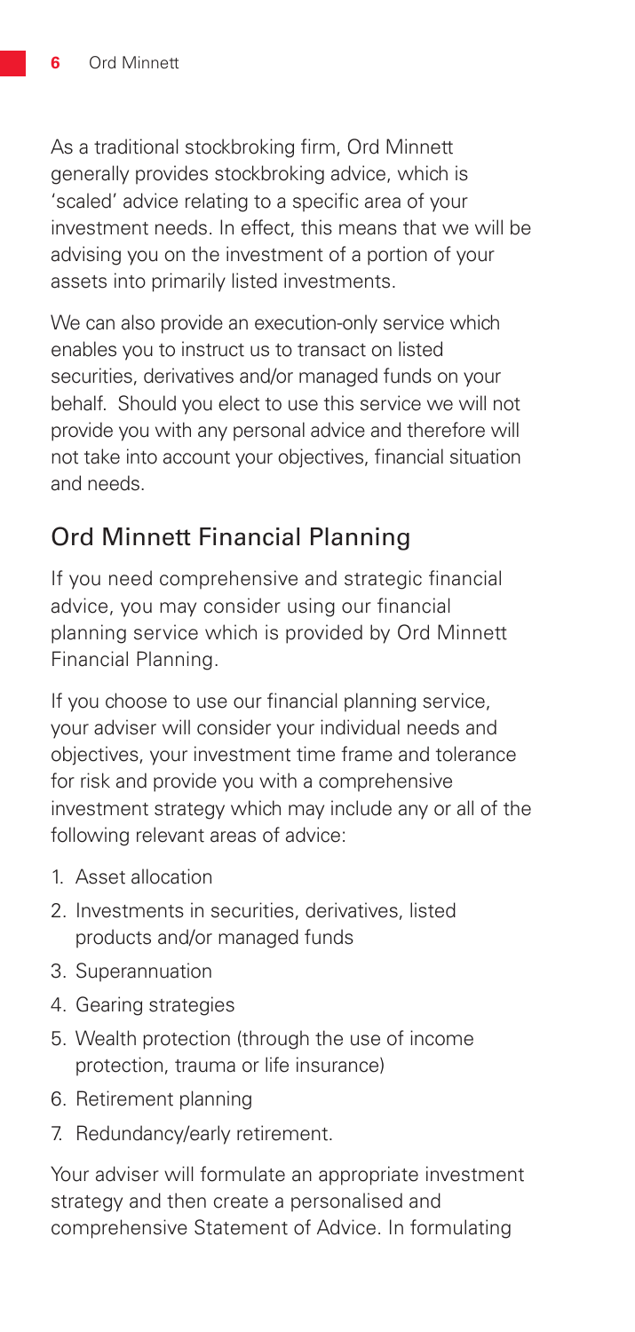As a traditional stockbroking firm, Ord Minnett generally provides stockbroking advice, which is 'scaled' advice relating to a specific area of your investment needs. In effect, this means that we will be advising you on the investment of a portion of your assets into primarily listed investments.

We can also provide an execution-only service which enables you to instruct us to transact on listed securities, derivatives and/or managed funds on your behalf. Should you elect to use this service we will not provide you with any personal advice and therefore will not take into account your objectives, financial situation and needs.

## Ord Minnett Financial Planning

If you need comprehensive and strategic financial advice, you may consider using our financial planning service which is provided by Ord Minnett Financial Planning.

If you choose to use our financial planning service, your adviser will consider your individual needs and objectives, your investment time frame and tolerance for risk and provide you with a comprehensive investment strategy which may include any or all of the following relevant areas of advice:

1. Asset allocation
2. Investments in securities, derivatives, listed products and/or managed funds
3. Superannuation
4. Gearing strategies
5. Wealth protection (through the use of income protection, trauma or life insurance)
6. Retirement planning
7. Redundancy/early retirement.

Your adviser will formulate an appropriate investment strategy and then create a personalised and comprehensive Statement of Advice. In formulating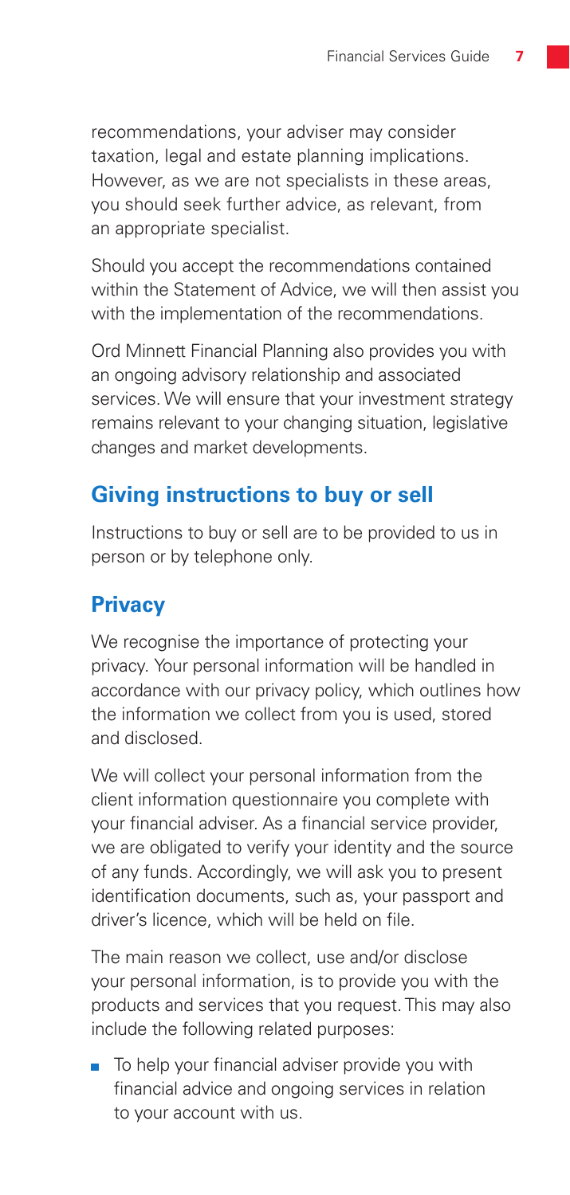recommendations, your adviser may consider taxation, legal and estate planning implications. However, as we are not specialists in these areas, you should seek further advice, as relevant, from an appropriate specialist.

Should you accept the recommendations contained within the Statement of Advice, we will then assist you with the implementation of the recommendations.

Ord Minnett Financial Planning also provides you with an ongoing advisory relationship and associated services. We will ensure that your investment strategy remains relevant to your changing situation, legislative changes and market developments.

## Giving instructions to buy or sell

Instructions to buy or sell are to be provided to us in person or by telephone only.

## Privacy

We recognise the importance of protecting your privacy. Your personal information will be handled in accordance with our privacy policy, which outlines how the information we collect from you is used, stored and disclosed.

We will collect your personal information from the client information questionnaire you complete with your financial adviser. As a financial service provider, we are obligated to verify your identity and the source of any funds. Accordingly, we will ask you to present identification documents, such as, your passport and driver's licence, which will be held on file.

The main reason we collect, use and/or disclose your personal information, is to provide you with the products and services that you request. This may also include the following related purposes:

- To help your financial adviser provide you with financial advice and ongoing services in relation to your account with us.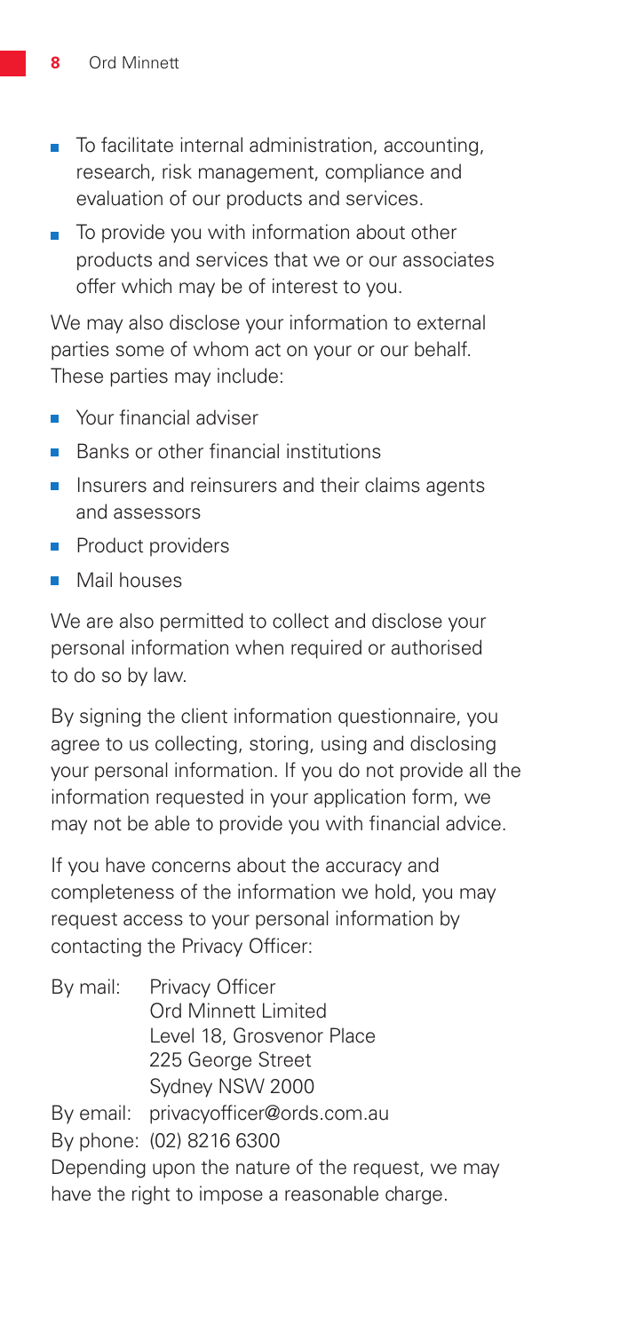- To facilitate internal administration, accounting, research, risk management, compliance and evaluation of our products and services.
- To provide you with information about other products and services that we or our associates offer which may be of interest to you.

We may also disclose your information to external parties some of whom act on your or our behalf. These parties may include:

- Your financial adviser
- Banks or other financial institutions
- Insurers and reinsurers and their claims agents and assessors
- Product providers
- Mail houses

We are also permitted to collect and disclose your personal information when required or authorised to do so by law.

By signing the client information questionnaire, you agree to us collecting, storing, using and disclosing your personal information. If you do not provide all the information requested in your application form, we may not be able to provide you with financial advice.

If you have concerns about the accuracy and completeness of the information we hold, you may request access to your personal information by contacting the Privacy Officer:

By mail: Privacy Officer
Ord Minnett Limited
Level 18, Grosvenor Place
225 George Street
Sydney NSW 2000

By email: privacyofficer@ords.com.au

By phone: (02) 8216 6300

Depending upon the nature of the request, we may have the right to impose a reasonable charge.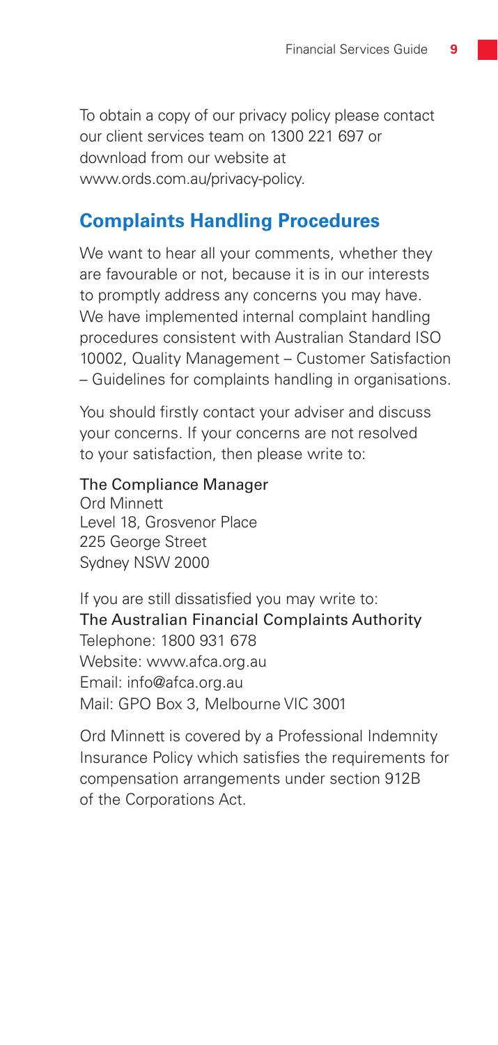To obtain a copy of our privacy policy please contact our client services team on 1300 221 697 or download from our website at www.ords.com.au/privacy-policy.

## Complaints Handling Procedures

We want to hear all your comments, whether they are favourable or not, because it is in our interests to promptly address any concerns you may have. We have implemented internal complaint handling procedures consistent with Australian Standard ISO 10002, Quality Management – Customer Satisfaction – Guidelines for complaints handling in organisations.

You should firstly contact your adviser and discuss your concerns. If your concerns are not resolved to your satisfaction, then please write to:

The Compliance Manager
Ord Minnett
Level 18, Grosvenor Place
225 George Street
Sydney NSW 2000

If you are still dissatisfied you may write to:
The Australian Financial Complaints Authority
Telephone: 1800 931 678
Website: www.afca.org.au
Email: info@afca.org.au
Mail: GPO Box 3, Melbourne VIC 3001

Ord Minnett is covered by a Professional Indemnity Insurance Policy which satisfies the requirements for compensation arrangements under section 912B of the Corporations Act.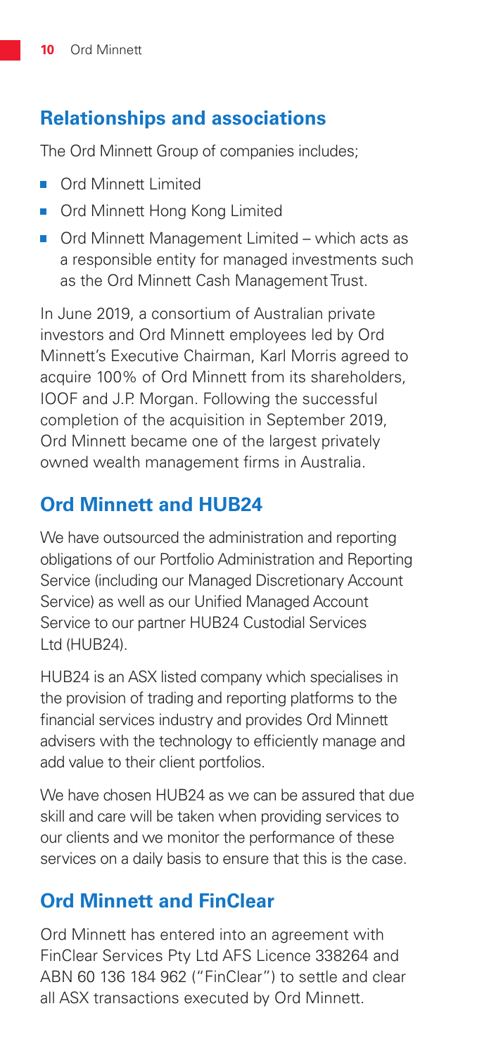## Relationships and associations

The Ord Minnett Group of companies includes;

- Ord Minnett Limited
- Ord Minnett Hong Kong Limited
- Ord Minnett Management Limited – which acts as a responsible entity for managed investments such as the Ord Minnett Cash Management Trust.

In June 2019, a consortium of Australian private investors and Ord Minnett employees led by Ord Minnett's Executive Chairman, Karl Morris agreed to acquire 100% of Ord Minnett from its shareholders, IOOF and J.P. Morgan. Following the successful completion of the acquisition in September 2019, Ord Minnett became one of the largest privately owned wealth management firms in Australia.

## Ord Minnett and HUB24

We have outsourced the administration and reporting obligations of our Portfolio Administration and Reporting Service (including our Managed Discretionary Account Service) as well as our Unified Managed Account Service to our partner HUB24 Custodial Services Ltd (HUB24).

HUB24 is an ASX listed company which specialises in the provision of trading and reporting platforms to the financial services industry and provides Ord Minnett advisers with the technology to efficiently manage and add value to their client portfolios.

We have chosen HUB24 as we can be assured that due skill and care will be taken when providing services to our clients and we monitor the performance of these services on a daily basis to ensure that this is the case.

## Ord Minnett and FinClear

Ord Minnett has entered into an agreement with FinClear Services Pty Ltd AFS Licence 338264 and ABN 60 136 184 962 ("FinClear") to settle and clear all ASX transactions executed by Ord Minnett.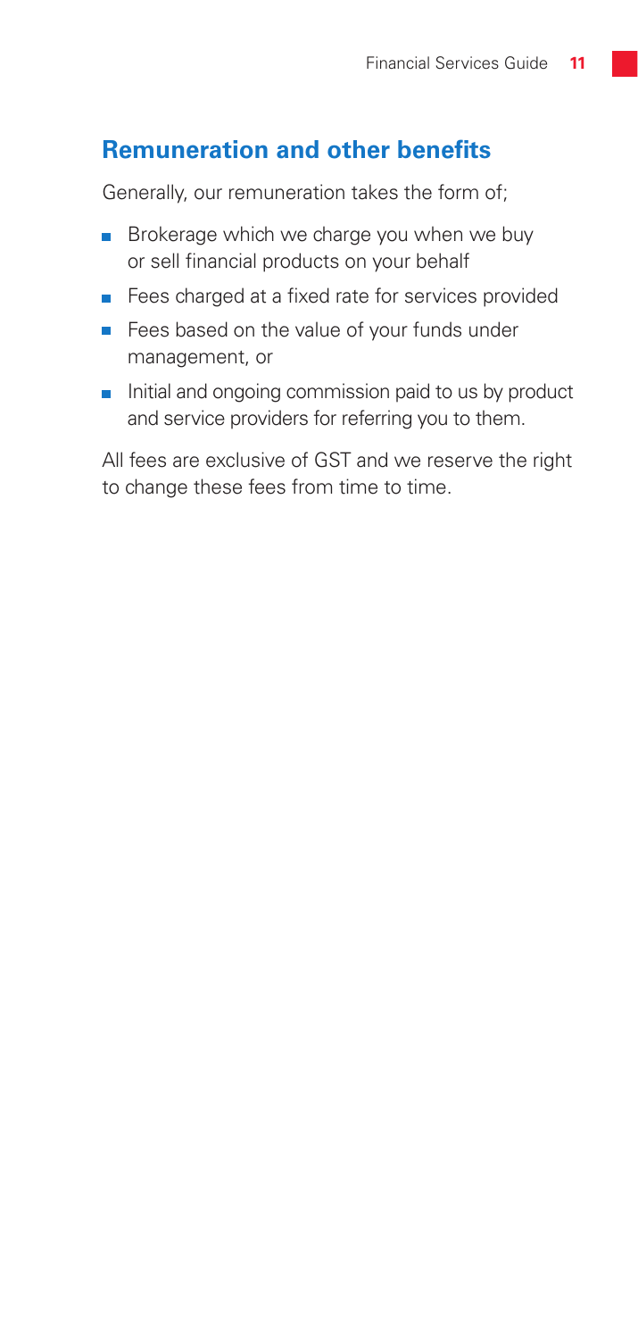## Remuneration and other benefits

Generally, our remuneration takes the form of;

- Brokerage which we charge you when we buy or sell financial products on your behalf
- Fees charged at a fixed rate for services provided
- Fees based on the value of your funds under management, or
- Initial and ongoing commission paid to us by product and service providers for referring you to them.

All fees are exclusive of GST and we reserve the right to change these fees from time to time.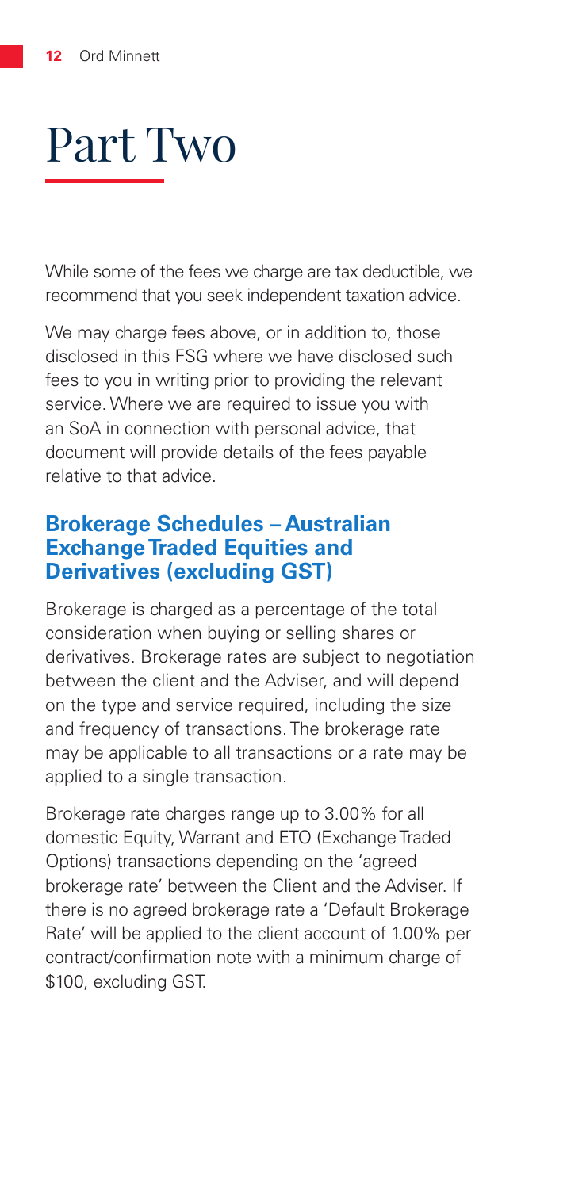# Part Two

While some of the fees we charge are tax deductible, we recommend that you seek independent taxation advice.

We may charge fees above, or in addition to, those disclosed in this FSG where we have disclosed such fees to you in writing prior to providing the relevant service. Where we are required to issue you with an SoA in connection with personal advice, that document will provide details of the fees payable relative to that advice.

## Brokerage Schedules – Australian Exchange Traded Equities and Derivatives (excluding GST)

Brokerage is charged as a percentage of the total consideration when buying or selling shares or derivatives. Brokerage rates are subject to negotiation between the client and the Adviser, and will depend on the type and service required, including the size and frequency of transactions. The brokerage rate may be applicable to all transactions or a rate may be applied to a single transaction.

Brokerage rate charges range up to 3.00% for all domestic Equity, Warrant and ETO (Exchange Traded Options) transactions depending on the 'agreed brokerage rate' between the Client and the Adviser. If there is no agreed brokerage rate a 'Default Brokerage Rate' will be applied to the client account of 1.00% per contract/confirmation note with a minimum charge of $100, excluding GST.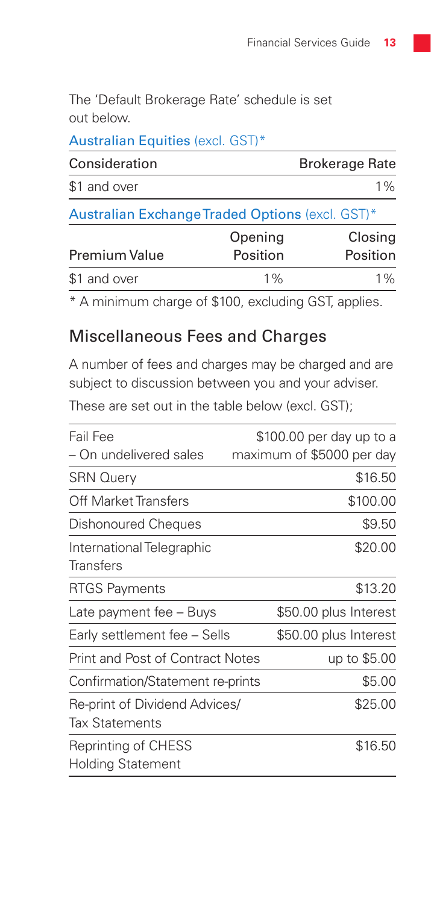The 'Default Brokerage Rate' schedule is set out below.

### Australian Equities (excl. GST)*

| Consideration | Brokerage Rate |
|---|---|
| $1 and over | 1% |

### Australian Exchange Traded Options (excl. GST)*

| Premium Value | Opening Position | Closing Position |
|---|---|---|
| $1 and over | 1% | 1% |

* A minimum charge of $100, excluding GST, applies.

## Miscellaneous Fees and Charges

A number of fees and charges may be charged and are subject to discussion between you and your adviser.

These are set out in the table below (excl. GST);

| | |
|---|---|
| Fail Fee – On undelivered sales | $100.00 per day up to a maximum of $5000 per day |
| SRN Query | $16.50 |
| Off Market Transfers | $100.00 |
| Dishonoured Cheques | $9.50 |
| International Telegraphic Transfers | $20.00 |
| RTGS Payments | $13.20 |
| Late payment fee – Buys | $50.00 plus Interest |
| Early settlement fee – Sells | $50.00 plus Interest |
| Print and Post of Contract Notes | up to $5.00 |
| Confirmation/Statement re-prints | $5.00 |
| Re-print of Dividend Advices/ Tax Statements | $25.00 |
| Reprinting of CHESS Holding Statement | $16.50 |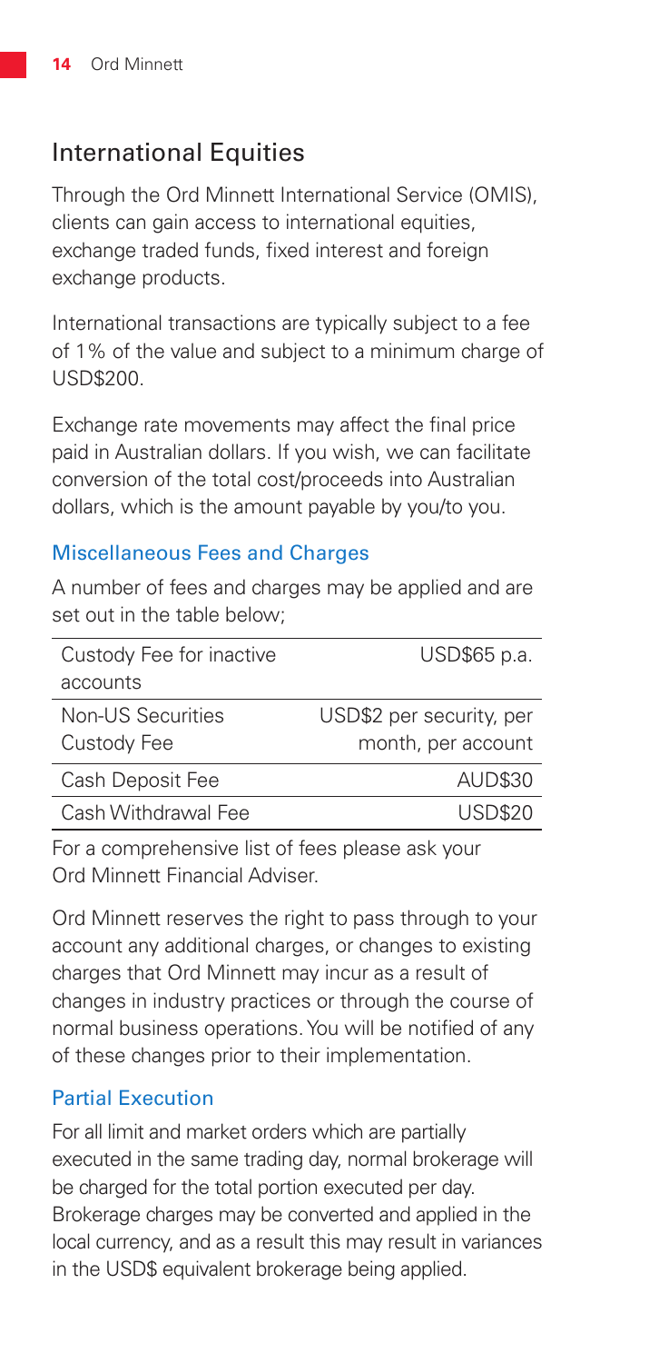## International Equities

Through the Ord Minnett International Service (OMIS), clients can gain access to international equities, exchange traded funds, fixed interest and foreign exchange products.

International transactions are typically subject to a fee of 1% of the value and subject to a minimum charge of USD$200.

Exchange rate movements may affect the final price paid in Australian dollars. If you wish, we can facilitate conversion of the total cost/proceeds into Australian dollars, which is the amount payable by you/to you.

### Miscellaneous Fees and Charges

A number of fees and charges may be applied and are set out in the table below;

| | |
|---|---|
| Custody Fee for inactive accounts | USD$65 p.a. |
| Non-US Securities Custody Fee | USD$2 per security, per month, per account |
| Cash Deposit Fee | AUD$30 |
| Cash Withdrawal Fee | USD$20 |

For a comprehensive list of fees please ask your Ord Minnett Financial Adviser.

Ord Minnett reserves the right to pass through to your account any additional charges, or changes to existing charges that Ord Minnett may incur as a result of changes in industry practices or through the course of normal business operations. You will be notified of any of these changes prior to their implementation.

### Partial Execution

For all limit and market orders which are partially executed in the same trading day, normal brokerage will be charged for the total portion executed per day. Brokerage charges may be converted and applied in the local currency, and as a result this may result in variances in the USD$ equivalent brokerage being applied.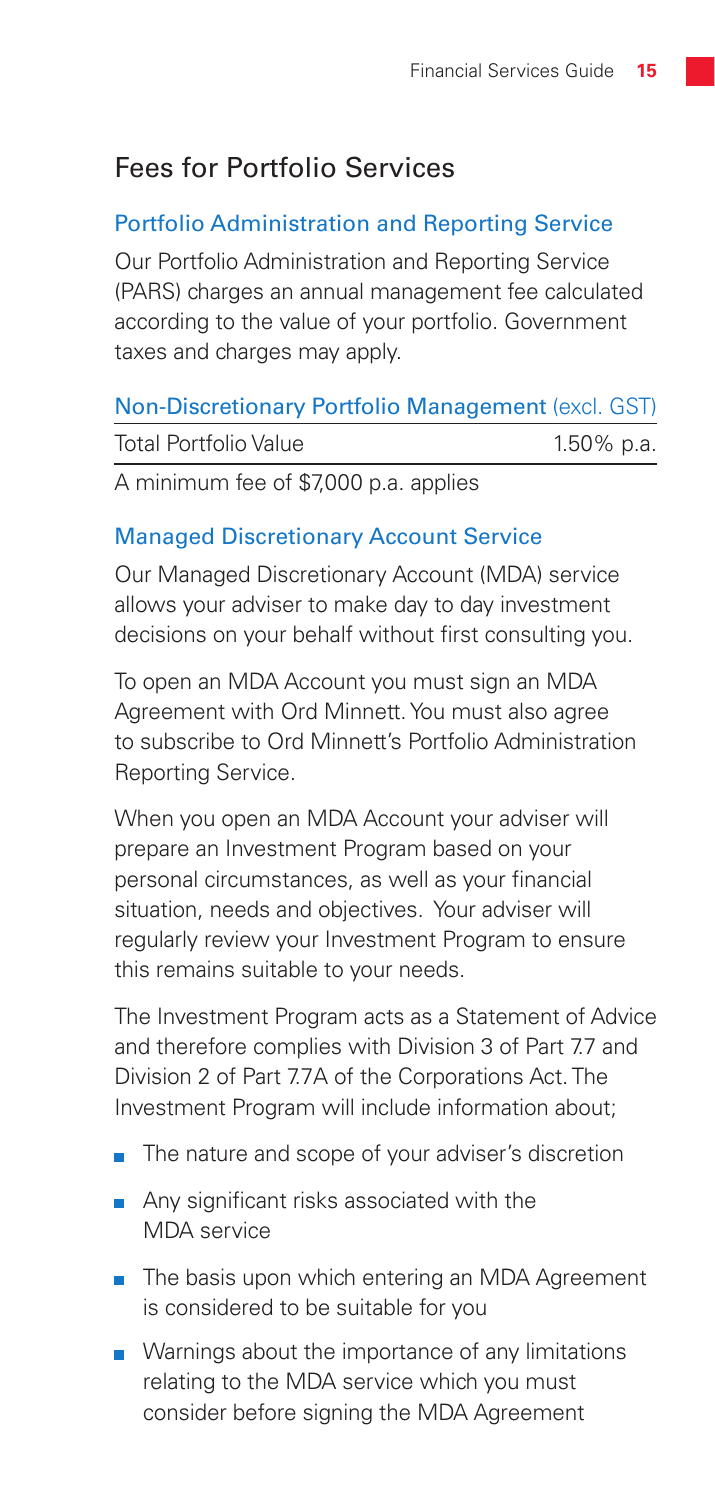## Fees for Portfolio Services

### Portfolio Administration and Reporting Service

Our Portfolio Administration and Reporting Service (PARS) charges an annual management fee calculated according to the value of your portfolio. Government taxes and charges may apply.

| Non-Discretionary Portfolio Management (excl. GST) | |
|---|---|
| Total Portfolio Value | 1.50% p.a. |

A minimum fee of $7,000 p.a. applies

### Managed Discretionary Account Service

Our Managed Discretionary Account (MDA) service allows your adviser to make day to day investment decisions on your behalf without first consulting you.

To open an MDA Account you must sign an MDA Agreement with Ord Minnett. You must also agree to subscribe to Ord Minnett's Portfolio Administration Reporting Service.

When you open an MDA Account your adviser will prepare an Investment Program based on your personal circumstances, as well as your financial situation, needs and objectives. Your adviser will regularly review your Investment Program to ensure this remains suitable to your needs.

The Investment Program acts as a Statement of Advice and therefore complies with Division 3 of Part 7.7 and Division 2 of Part 7.7A of the Corporations Act. The Investment Program will include information about;

- The nature and scope of your adviser's discretion
- Any significant risks associated with the MDA service
- The basis upon which entering an MDA Agreement is considered to be suitable for you
- Warnings about the importance of any limitations relating to the MDA service which you must consider before signing the MDA Agreement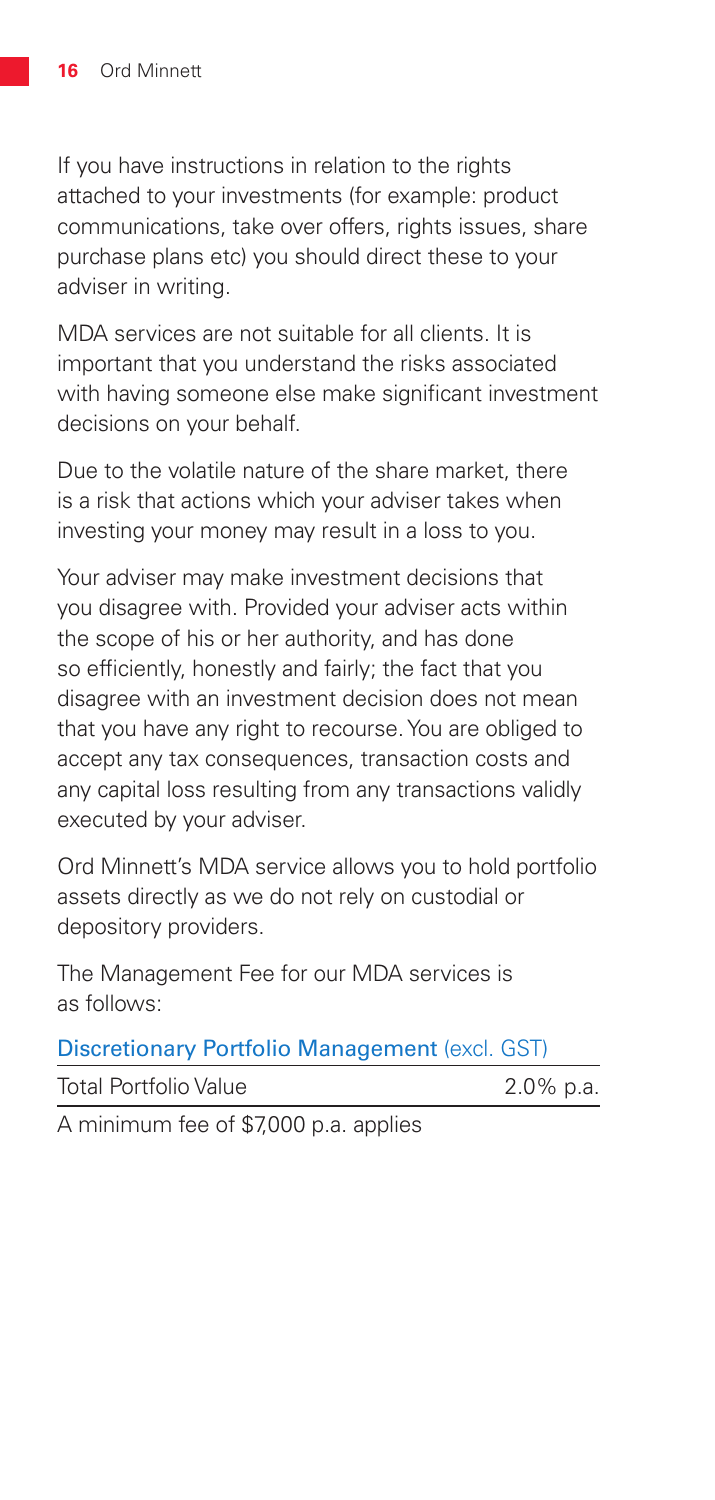If you have instructions in relation to the rights attached to your investments (for example: product communications, take over offers, rights issues, share purchase plans etc) you should direct these to your adviser in writing.

MDA services are not suitable for all clients. It is important that you understand the risks associated with having someone else make significant investment decisions on your behalf.

Due to the volatile nature of the share market, there is a risk that actions which your adviser takes when investing your money may result in a loss to you.

Your adviser may make investment decisions that you disagree with. Provided your adviser acts within the scope of his or her authority, and has done so efficiently, honestly and fairly; the fact that you disagree with an investment decision does not mean that you have any right to recourse. You are obliged to accept any tax consequences, transaction costs and any capital loss resulting from any transactions validly executed by your adviser.

Ord Minnett's MDA service allows you to hold portfolio assets directly as we do not rely on custodial or depository providers.

The Management Fee for our MDA services is as follows:

| Discretionary Portfolio Management (excl. GST) | |
|---|---|
| Total Portfolio Value | 2.0% p.a. |

A minimum fee of $7,000 p.a. applies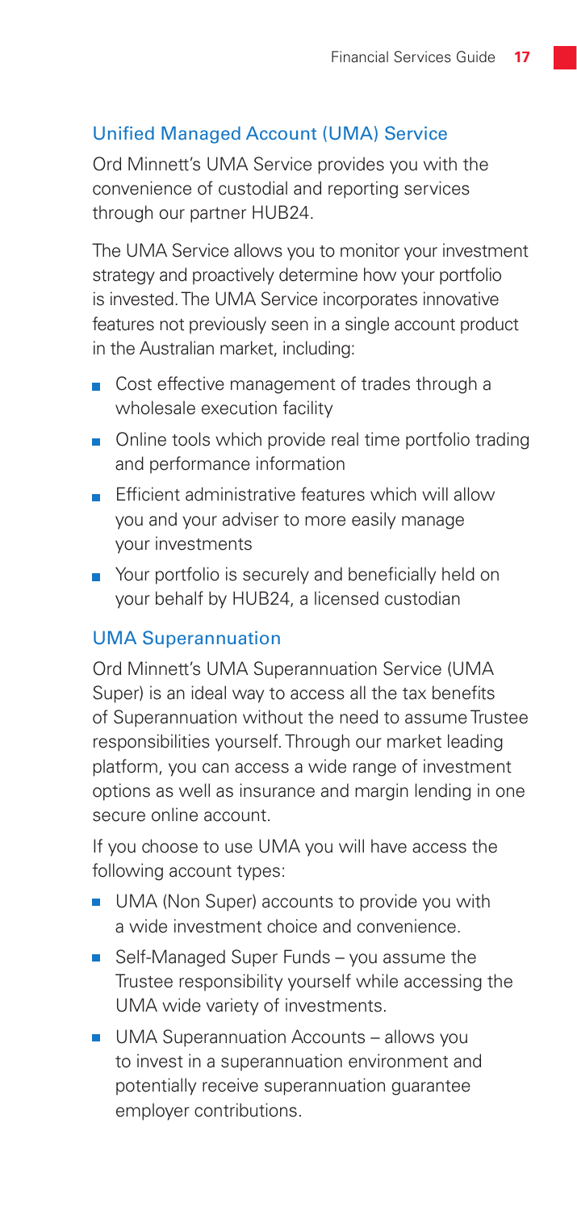## Unified Managed Account (UMA) Service

Ord Minnett's UMA Service provides you with the convenience of custodial and reporting services through our partner HUB24.

The UMA Service allows you to monitor your investment strategy and proactively determine how your portfolio is invested. The UMA Service incorporates innovative features not previously seen in a single account product in the Australian market, including:

- Cost effective management of trades through a wholesale execution facility
- Online tools which provide real time portfolio trading and performance information
- Efficient administrative features which will allow you and your adviser to more easily manage your investments
- Your portfolio is securely and beneficially held on your behalf by HUB24, a licensed custodian

## UMA Superannuation

Ord Minnett's UMA Superannuation Service (UMA Super) is an ideal way to access all the tax benefits of Superannuation without the need to assume Trustee responsibilities yourself. Through our market leading platform, you can access a wide range of investment options as well as insurance and margin lending in one secure online account.

If you choose to use UMA you will have access the following account types:

- UMA (Non Super) accounts to provide you with a wide investment choice and convenience.
- Self-Managed Super Funds – you assume the Trustee responsibility yourself while accessing the UMA wide variety of investments.
- UMA Superannuation Accounts – allows you to invest in a superannuation environment and potentially receive superannuation guarantee employer contributions.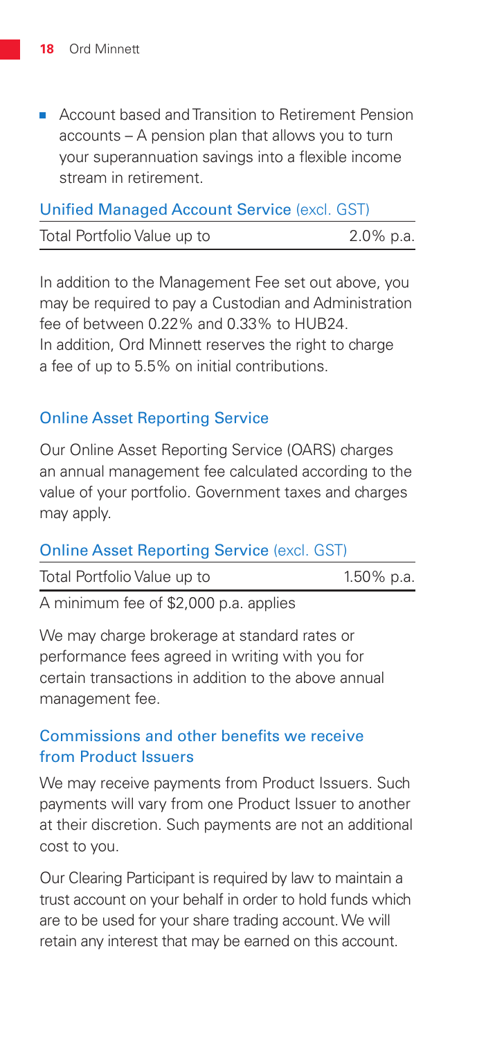- Account based and Transition to Retirement Pension accounts – A pension plan that allows you to turn your superannuation savings into a flexible income stream in retirement.

| Unified Managed Account Service (excl. GST) | |
|---|---|
| Total Portfolio Value up to | 2.0% p.a. |

In addition to the Management Fee set out above, you may be required to pay a Custodian and Administration fee of between 0.22% and 0.33% to HUB24. In addition, Ord Minnett reserves the right to charge a fee of up to 5.5% on initial contributions.

### Online Asset Reporting Service

Our Online Asset Reporting Service (OARS) charges an annual management fee calculated according to the value of your portfolio. Government taxes and charges may apply.

| Online Asset Reporting Service (excl. GST) | |
|---|---|
| Total Portfolio Value up to | 1.50% p.a. |

A minimum fee of $2,000 p.a. applies

We may charge brokerage at standard rates or performance fees agreed in writing with you for certain transactions in addition to the above annual management fee.

### Commissions and other benefits we receive from Product Issuers

We may receive payments from Product Issuers. Such payments will vary from one Product Issuer to another at their discretion. Such payments are not an additional cost to you.

Our Clearing Participant is required by law to maintain a trust account on your behalf in order to hold funds which are to be used for your share trading account. We will retain any interest that may be earned on this account.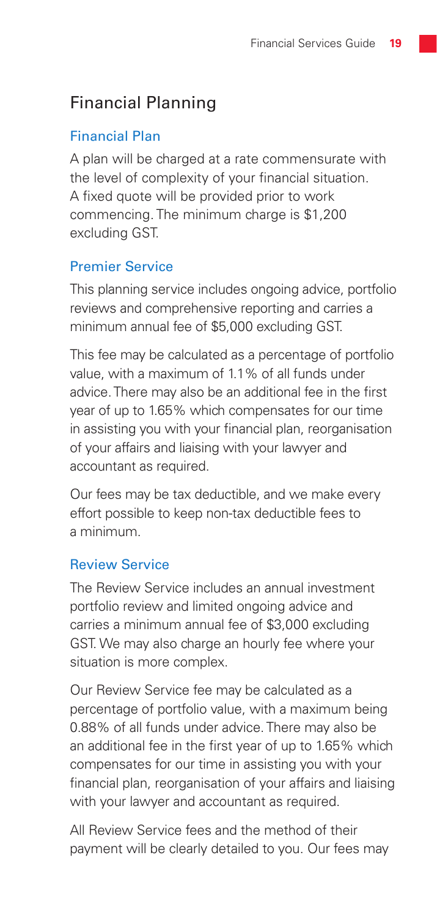## Financial Planning

### Financial Plan

A plan will be charged at a rate commensurate with the level of complexity of your financial situation. A fixed quote will be provided prior to work commencing. The minimum charge is $1,200 excluding GST.

### Premier Service

This planning service includes ongoing advice, portfolio reviews and comprehensive reporting and carries a minimum annual fee of $5,000 excluding GST.

This fee may be calculated as a percentage of portfolio value, with a maximum of 1.1% of all funds under advice. There may also be an additional fee in the first year of up to 1.65% which compensates for our time in assisting you with your financial plan, reorganisation of your affairs and liaising with your lawyer and accountant as required.

Our fees may be tax deductible, and we make every effort possible to keep non-tax deductible fees to a minimum.

### Review Service

The Review Service includes an annual investment portfolio review and limited ongoing advice and carries a minimum annual fee of $3,000 excluding GST. We may also charge an hourly fee where your situation is more complex.

Our Review Service fee may be calculated as a percentage of portfolio value, with a maximum being 0.88% of all funds under advice. There may also be an additional fee in the first year of up to 1.65% which compensates for our time in assisting you with your financial plan, reorganisation of your affairs and liaising with your lawyer and accountant as required.

All Review Service fees and the method of their payment will be clearly detailed to you. Our fees may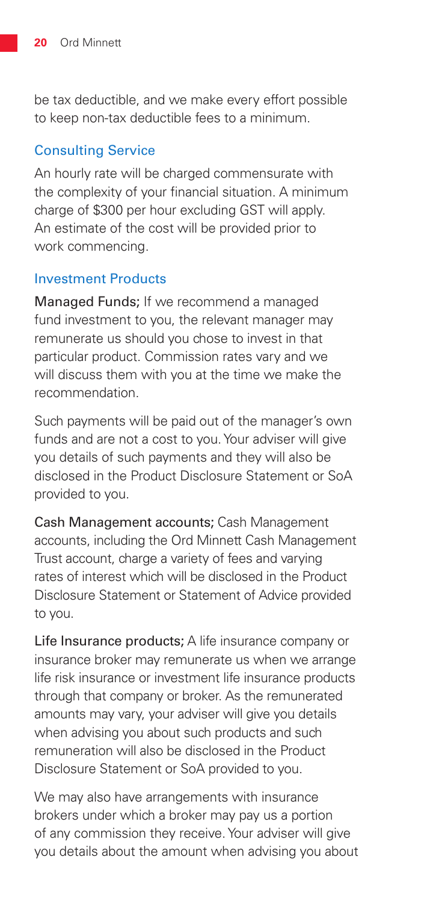be tax deductible, and we make every effort possible to keep non-tax deductible fees to a minimum.

### Consulting Service

An hourly rate will be charged commensurate with the complexity of your financial situation. A minimum charge of $300 per hour excluding GST will apply. An estimate of the cost will be provided prior to work commencing.

### Investment Products

**Managed Funds;** If we recommend a managed fund investment to you, the relevant manager may remunerate us should you chose to invest in that particular product. Commission rates vary and we will discuss them with you at the time we make the recommendation.

Such payments will be paid out of the manager's own funds and are not a cost to you. Your adviser will give you details of such payments and they will also be disclosed in the Product Disclosure Statement or SoA provided to you.

**Cash Management accounts;** Cash Management accounts, including the Ord Minnett Cash Management Trust account, charge a variety of fees and varying rates of interest which will be disclosed in the Product Disclosure Statement or Statement of Advice provided to you.

**Life Insurance products;** A life insurance company or insurance broker may remunerate us when we arrange life risk insurance or investment life insurance products through that company or broker. As the remunerated amounts may vary, your adviser will give you details when advising you about such products and such remuneration will also be disclosed in the Product Disclosure Statement or SoA provided to you.

We may also have arrangements with insurance brokers under which a broker may pay us a portion of any commission they receive. Your adviser will give you details about the amount when advising you about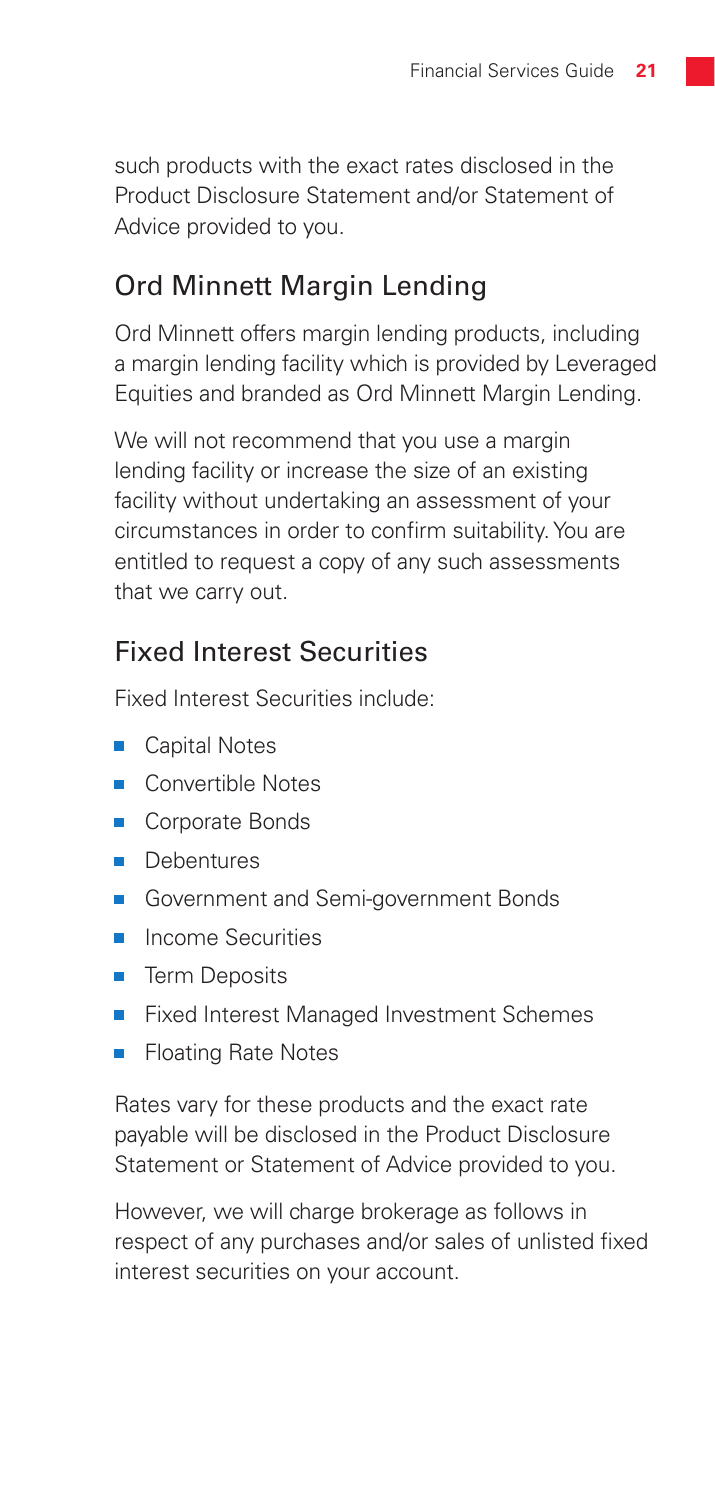such products with the exact rates disclosed in the Product Disclosure Statement and/or Statement of Advice provided to you.

## Ord Minnett Margin Lending

Ord Minnett offers margin lending products, including a margin lending facility which is provided by Leveraged Equities and branded as Ord Minnett Margin Lending.

We will not recommend that you use a margin lending facility or increase the size of an existing facility without undertaking an assessment of your circumstances in order to confirm suitability. You are entitled to request a copy of any such assessments that we carry out.

## Fixed Interest Securities

Fixed Interest Securities include:

- Capital Notes
- Convertible Notes
- Corporate Bonds
- Debentures
- Government and Semi-government Bonds
- Income Securities
- Term Deposits
- Fixed Interest Managed Investment Schemes
- Floating Rate Notes

Rates vary for these products and the exact rate payable will be disclosed in the Product Disclosure Statement or Statement of Advice provided to you.

However, we will charge brokerage as follows in respect of any purchases and/or sales of unlisted fixed interest securities on your account.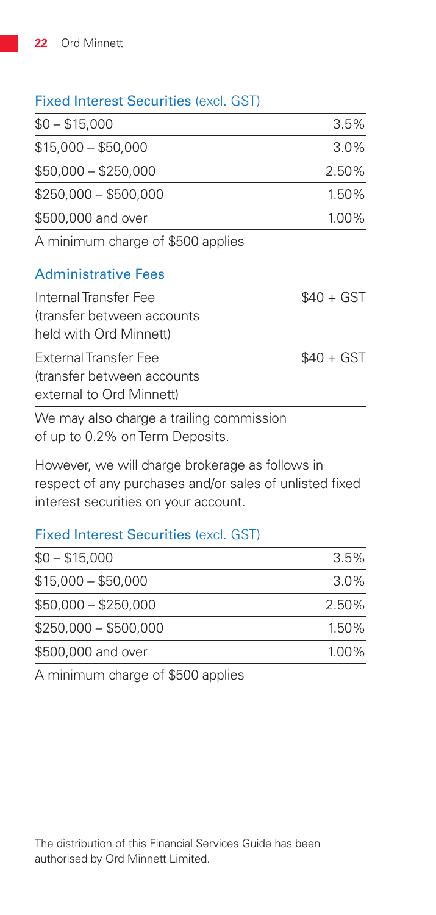### Fixed Interest Securities (excl. GST)

| | |
|---|---|
| $0 – $15,000 | 3.5% |
| $15,000 – $50,000 | 3.0% |
| $50,000 – $250,000 | 2.50% |
| $250,000 – $500,000 | 1.50% |
| $500,000 and over | 1.00% |

A minimum charge of $500 applies

### Administrative Fees

| | |
|---|---|
| Internal Transfer Fee (transfer between accounts held with Ord Minnett) | $40 + GST |
| External Transfer Fee (transfer between accounts external to Ord Minnett) | $40 + GST |

We may also charge a trailing commission of up to 0.2% on Term Deposits.

However, we will charge brokerage as follows in respect of any purchases and/or sales of unlisted fixed interest securities on your account.

### Fixed Interest Securities (excl. GST)

| | |
|---|---|
| $0 – $15,000 | 3.5% |
| $15,000 – $50,000 | 3.0% |
| $50,000 – $250,000 | 2.50% |
| $250,000 – $500,000 | 1.50% |
| $500,000 and over | 1.00% |

A minimum charge of $500 applies

The distribution of this Financial Services Guide has been authorised by Ord Minnett Limited.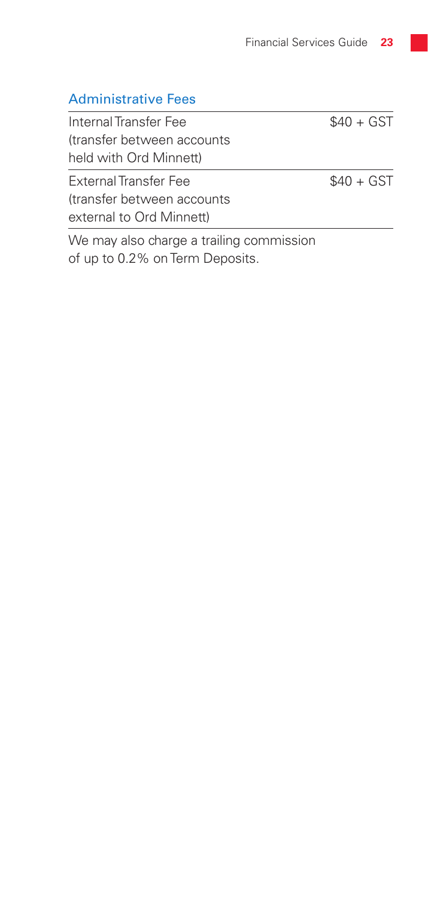### Administrative Fees

| | |
|---|---|
| Internal Transfer Fee (transfer between accounts held with Ord Minnett) | $40 + GST |
| External Transfer Fee (transfer between accounts external to Ord Minnett) | $40 + GST |

We may also charge a trailing commission of up to 0.2% on Term Deposits.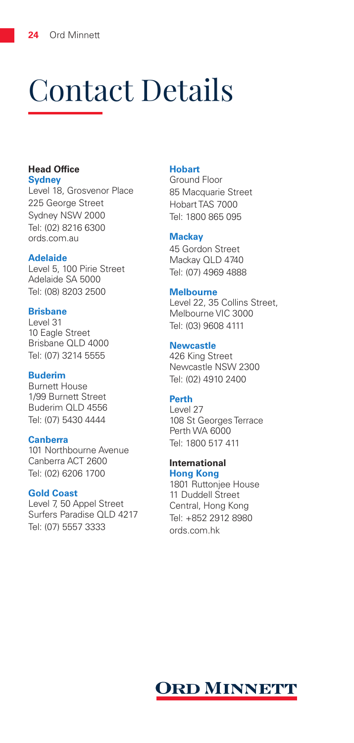# Contact Details

**Head Office**
**Sydney**
Level 18, Grosvenor Place
225 George Street
Sydney NSW 2000
Tel: (02) 8216 6300
ords.com.au

**Adelaide**
Level 5, 100 Pirie Street
Adelaide SA 5000
Tel: (08) 8203 2500

**Brisbane**
Level 31
10 Eagle Street
Brisbane QLD 4000
Tel: (07) 3214 5555

**Buderim**
Burnett House
1/99 Burnett Street
Buderim QLD 4556
Tel: (07) 5430 4444

**Canberra**
101 Northbourne Avenue
Canberra ACT 2600
Tel: (02) 6206 1700

**Gold Coast**
Level 7, 50 Appel Street
Surfers Paradise QLD 4217
Tel: (07) 5557 3333

**Hobart**
Ground Floor
85 Macquarie Street
Hobart TAS 7000
Tel: 1800 865 095

**Mackay**
45 Gordon Street
Mackay QLD 4740
Tel: (07) 4969 4888

**Melbourne**
Level 22, 35 Collins Street,
Melbourne VIC 3000
Tel: (03) 9608 4111

**Newcastle**
426 King Street
Newcastle NSW 2300
Tel: (02) 4910 2400

**Perth**
Level 27
108 St Georges Terrace
Perth WA 6000
Tel: 1800 517 411

**International**
**Hong Kong**
1801 Ruttonjee House
11 Duddell Street
Central, Hong Kong
Tel: +852 2912 8980
ords.com.hk

**ORD MINNETT**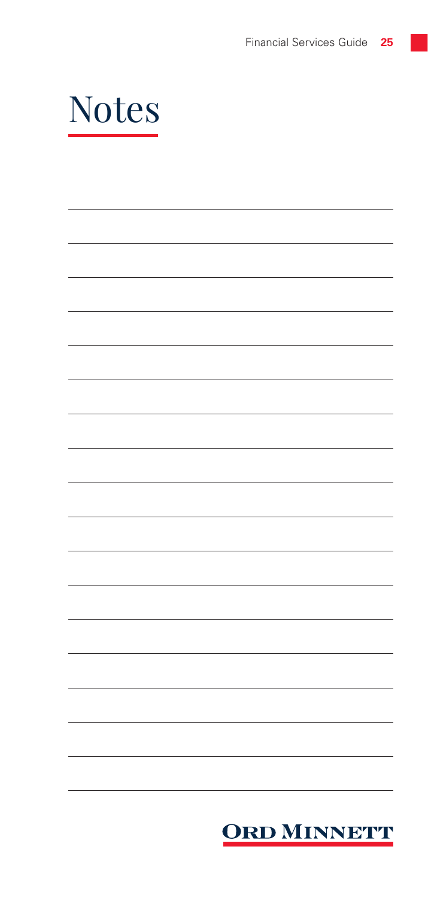# Notes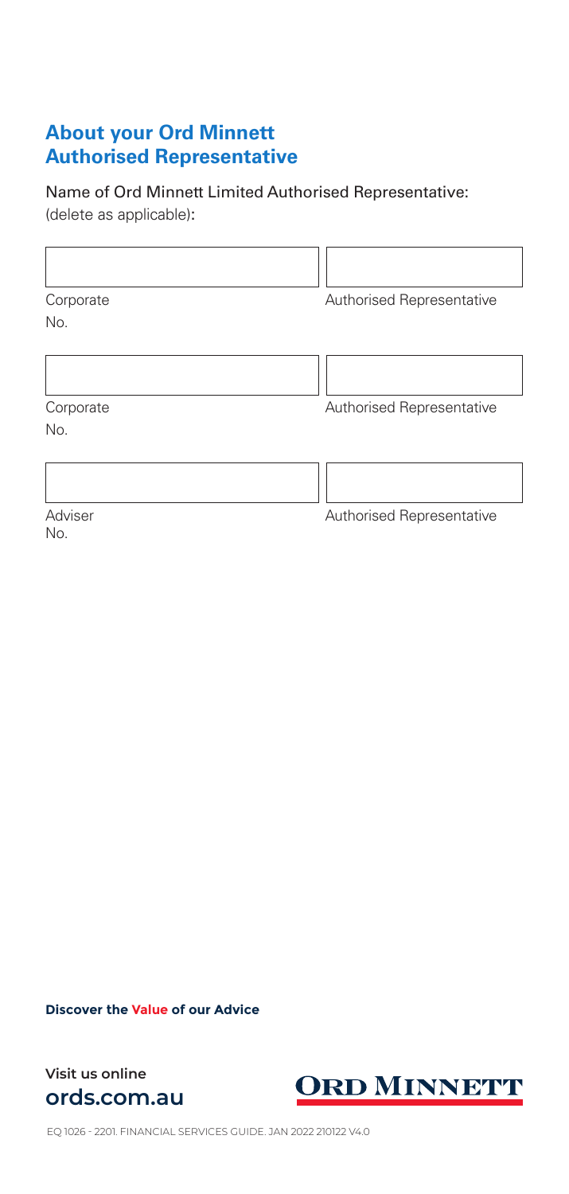## About your Ord Minnett Authorised Representative

Name of Ord Minnett Limited Authorised Representative:
(delete as applicable):

| | |
|---|---|
| | |
| Corporate No. | Authorised Representative |
| | |
| Corporate No. | Authorised Representative |
| | |
| Adviser No. | Authorised Representative |

**Discover the Value of our Advice**

Visit us online
**ords.com.au**

ORD MINNETT

EQ 1026 - 2201. FINANCIAL SERVICES GUIDE. JAN 2022 210122 V4.0